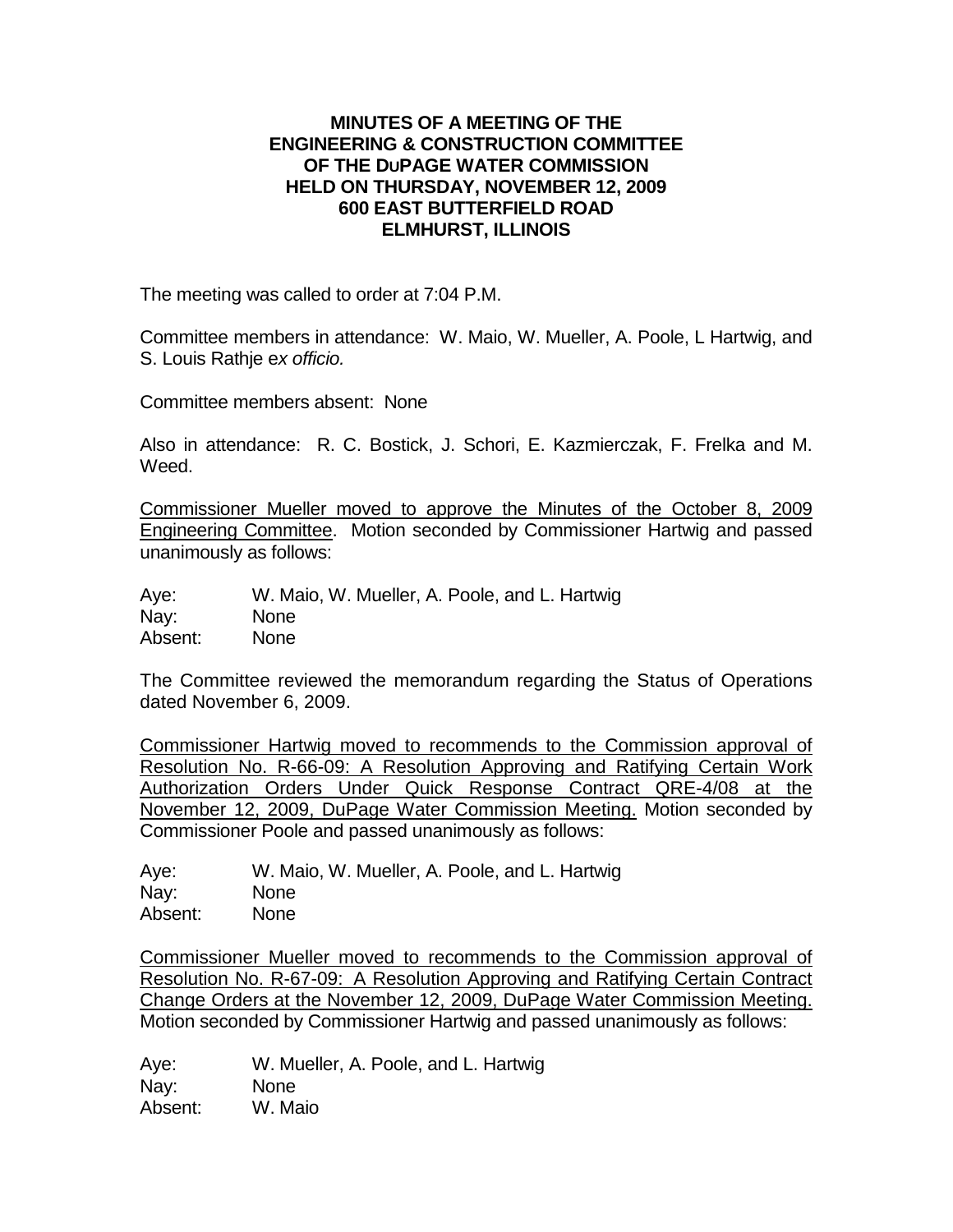**MINUTES OF A MEETING OF THE**
**ENGINEERING & CONSTRUCTION COMMITTEE**
**OF THE DuPAGE WATER COMMISSION**
**HELD ON THURSDAY, NOVEMBER 12, 2009**
**600 EAST BUTTERFIELD ROAD**
**ELMHURST, ILLINOIS**

The meeting was called to order at 7:04 P.M.

Committee members in attendance: W. Maio, W. Mueller, A. Poole, L Hartwig, and S. Louis Rathje e*x officio.*

Committee members absent: None

Also in attendance: R. C. Bostick, J. Schori, E. Kazmierczak, F. Frelka and M. Weed.

<u>Commissioner Mueller moved to approve the Minutes of the October 8, 2009 Engineering Committee</u>. Motion seconded by Commissioner Hartwig and passed unanimously as follows:

Aye: W. Maio, W. Mueller, A. Poole, and L. Hartwig
Nay: None
Absent: None

The Committee reviewed the memorandum regarding the Status of Operations dated November 6, 2009.

<u>Commissioner Hartwig moved to recommends to the Commission approval of Resolution No. R-66-09: A Resolution Approving and Ratifying Certain Work Authorization Orders Under Quick Response Contract QRE-4/08 at the November 12, 2009, DuPage Water Commission Meeting.</u> Motion seconded by Commissioner Poole and passed unanimously as follows:

Aye: W. Maio, W. Mueller, A. Poole, and L. Hartwig
Nay: None
Absent: None

<u>Commissioner Mueller moved to recommends to the Commission approval of Resolution No. R-67-09: A Resolution Approving and Ratifying Certain Contract Change Orders at the November 12, 2009, DuPage Water Commission Meeting.</u> Motion seconded by Commissioner Hartwig and passed unanimously as follows:

Aye: W. Mueller, A. Poole, and L. Hartwig
Nay: None
Absent: W. Maio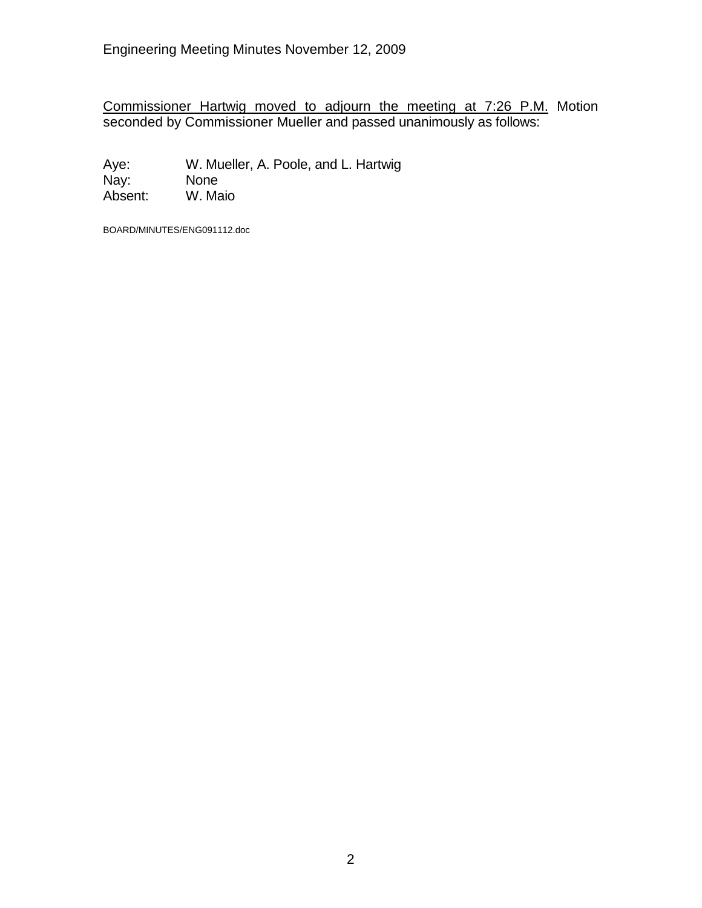Commissioner Hartwig moved to adjourn the meeting at 7:26 P.M. Motion seconded by Commissioner Mueller and passed unanimously as follows:

Aye: W. Mueller, A. Poole, and L. Hartwig
Nay: None
Absent: W. Maio

BOARD/MINUTES/ENG091112.doc